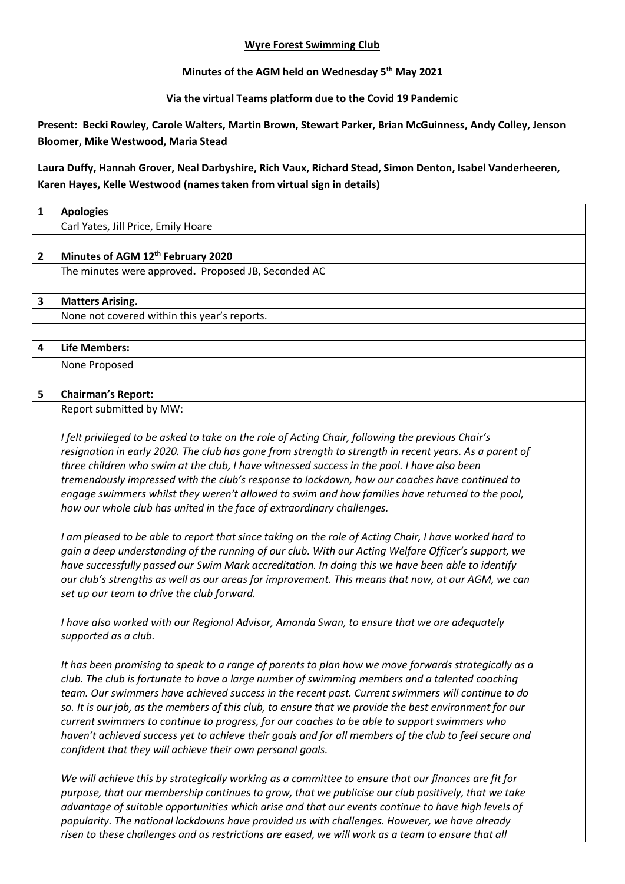**Wyre Forest Swimming Club**

**Minutes of the AGM held on Wednesday 5th May 2021**

**Via the virtual Teams platform due to the Covid 19 Pandemic**

**Present: Becki Rowley, Carole Walters, Martin Brown, Stewart Parker, Brian McGuinness, Andy Colley, Jenson Bloomer, Mike Westwood, Maria Stead**

**Laura Duffy, Hannah Grover, Neal Darbyshire, Rich Vaux, Richard Stead, Simon Denton, Isabel Vanderheeren, Karen Hayes, Kelle Westwood (names taken from virtual sign in details)**

| **1** | **Apologies** | |
|---|---|---|
| | Carl Yates, Jill Price, Emily Hoare | |
| | | |
| **2** | **Minutes of AGM 12th February 2020** | |
| | The minutes were approved**.** Proposed JB, Seconded AC | |
| | | |
| **3** | **Matters Arising.** | |
| | None not covered within this year's reports. | |
| | | |
| **4** | **Life Members:** | |
| | None Proposed | |
| | | |
| **5** | **Chairman's Report:** | |
| | Report submitted by MW:<br><br>*I felt privileged to be asked to take on the role of Acting Chair, following the previous Chair's resignation in early 2020. The club has gone from strength to strength in recent years. As a parent of three children who swim at the club, I have witnessed success in the pool. I have also been tremendously impressed with the club's response to lockdown, how our coaches have continued to engage swimmers whilst they weren't allowed to swim and how families have returned to the pool, how our whole club has united in the face of extraordinary challenges.*<br><br>*I am pleased to be able to report that since taking on the role of Acting Chair, I have worked hard to gain a deep understanding of the running of our club. With our Acting Welfare Officer's support, we have successfully passed our Swim Mark accreditation. In doing this we have been able to identify our club's strengths as well as our areas for improvement. This means that now, at our AGM, we can set up our team to drive the club forward.*<br><br>*I have also worked with our Regional Advisor, Amanda Swan, to ensure that we are adequately supported as a club.*<br><br>*It has been promising to speak to a range of parents to plan how we move forwards strategically as a club. The club is fortunate to have a large number of swimming members and a talented coaching team. Our swimmers have achieved success in the recent past. Current swimmers will continue to do so. It is our job, as the members of this club, to ensure that we provide the best environment for our current swimmers to continue to progress, for our coaches to be able to support swimmers who haven't achieved success yet to achieve their goals and for all members of the club to feel secure and confident that they will achieve their own personal goals.*<br><br>*We will achieve this by strategically working as a committee to ensure that our finances are fit for purpose, that our membership continues to grow, that we publicise our club positively, that we take advantage of suitable opportunities which arise and that our events continue to have high levels of popularity. The national lockdowns have provided us with challenges. However, we have already risen to these challenges and as restrictions are eased, we will work as a team to ensure that all* | |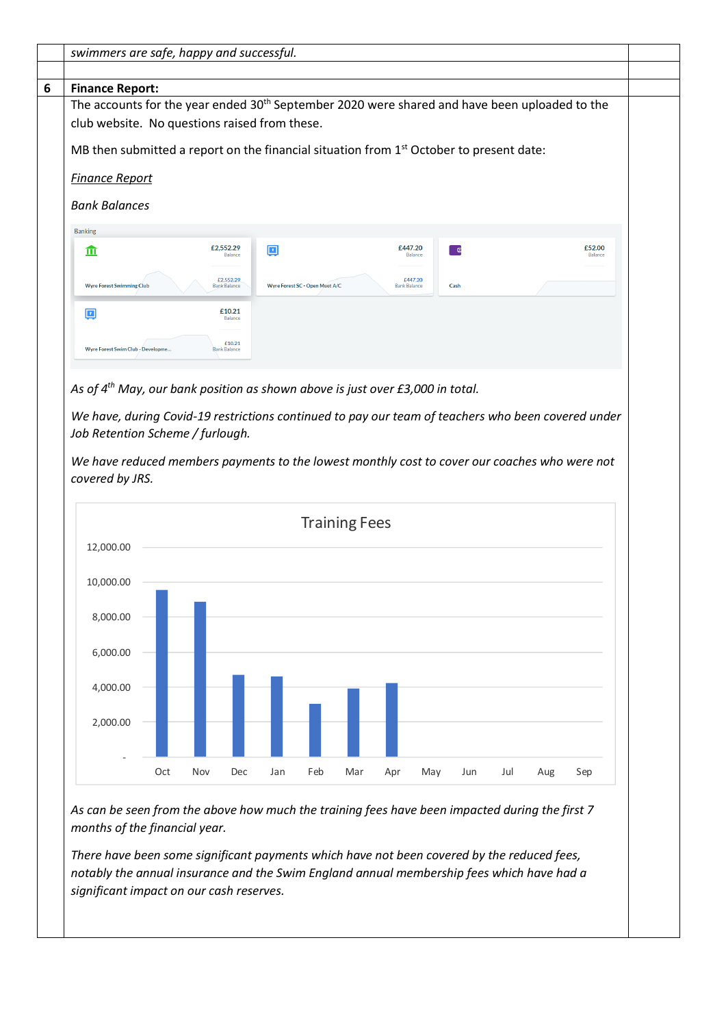*swimmers are safe, happy and successful.*

| 6 | **Finance Report:** | |
|---|---|---|

The accounts for the year ended 30th September 2020 were shared and have been uploaded to the club website. No questions raised from these.

MB then submitted a report on the financial situation from 1st October to present date:

*Finance Report*

*Bank Balances*

Banking

| Account | Balance | Bank Balance |
|---|---|---|
| Wyre Forest Swimming Club | £2,552.29 | £2,552.29 |
| Wyre Forest SC - Open Meet A/C | £447.20 | £447.20 |
| Cash | £52.00 | |
| Wyre Forest Swim Club - Developme... | £10.21 | £10.21 |

*As of 4th May, our bank position as shown above is just over £3,000 in total.*

*We have, during Covid-19 restrictions continued to pay our team of teachers who been covered under Job Retention Scheme / furlough.*

*We have reduced members payments to the lowest monthly cost to cover our coaches who were not covered by JRS.*

Training Fees

| Month | Training Fees (approx.) |
|---|---|
| Oct | 9,500 |
| Nov | 8,850 |
| Dec | 4,700 |
| Jan | 4,600 |
| Feb | 3,000 |
| Mar | 3,900 |
| Apr | 4,200 |
| May | |
| Jun | |
| Jul | |
| Aug | |
| Sep | |

*As can be seen from the above how much the training fees have been impacted during the first 7 months of the financial year.*

*There have been some significant payments which have not been covered by the reduced fees, notably the annual insurance and the Swim England annual membership fees which have had a significant impact on our cash reserves.*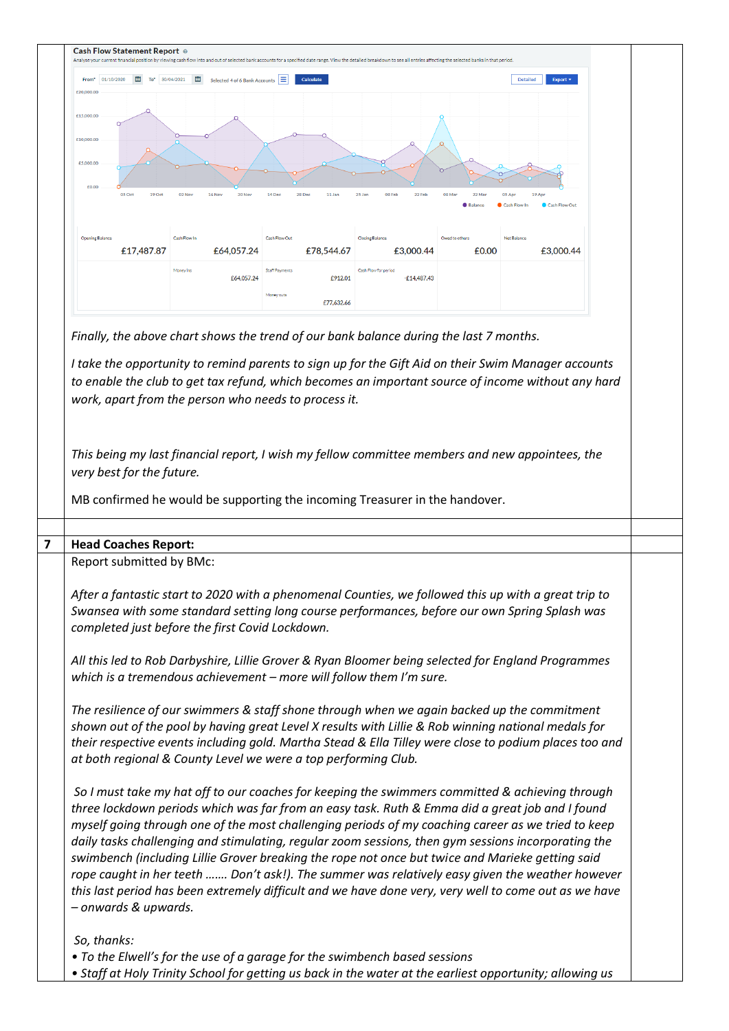Cash Flow Statement Report

Analyse your current financial position by viewing cash flow into and out of selected bank accounts for a specified date range. View the detailed breakdown to see all entries affecting the selected banks in that period.

From* 01/10/2020 To* 30/04/2021 Selected 4 of 6 Bank Accounts Calculate Detailed Export

| Opening Balance | Cash Flow In | Cash Flow Out | Closing Balance | Owed to others | Net Balance |
|---|---|---|---|---|---|
| £17,487.87 | £64,057.24 | £78,544.67 | £3,000.44 | £0.00 | £3,000.44 |
| | Money ins £64,057.24 | Staff Payments £912.01 | Cash Flow for period -£14,487.43 | | |
| | | Money outs £77,632.66 | | | |

*Finally, the above chart shows the trend of our bank balance during the last 7 months.*

*I take the opportunity to remind parents to sign up for the Gift Aid on their Swim Manager accounts to enable the club to get tax refund, which becomes an important source of income without any hard work, apart from the person who needs to process it.*

*This being my last financial report, I wish my fellow committee members and new appointees, the very best for the future.*

MB confirmed he would be supporting the incoming Treasurer in the handover.

## 7 Head Coaches Report:

Report submitted by BMc:

*After a fantastic start to 2020 with a phenomenal Counties, we followed this up with a great trip to Swansea with some standard setting long course performances, before our own Spring Splash was completed just before the first Covid Lockdown.*

*All this led to Rob Darbyshire, Lillie Grover & Ryan Bloomer being selected for England Programmes which is a tremendous achievement – more will follow them I'm sure.*

*The resilience of our swimmers & staff shone through when we again backed up the commitment shown out of the pool by having great Level X results with Lillie & Rob winning national medals for their respective events including gold. Martha Stead & Ella Tilley were close to podium places too and at both regional & County Level we were a top performing Club.*

*So I must take my hat off to our coaches for keeping the swimmers committed & achieving through three lockdown periods which was far from an easy task. Ruth & Emma did a great job and I found myself going through one of the most challenging periods of my coaching career as we tried to keep daily tasks challenging and stimulating, regular zoom sessions, then gym sessions incorporating the swimbench (including Lillie Grover breaking the rope not once but twice and Marieke getting said rope caught in her teeth ……. Don't ask!). The summer was relatively easy given the weather however this last period has been extremely difficult and we have done very, very well to come out as we have – onwards & upwards.*

*So, thanks:*

- *To the Elwell's for the use of a garage for the swimbench based sessions*
- *Staff at Holy Trinity School for getting us back in the water at the earliest opportunity; allowing us*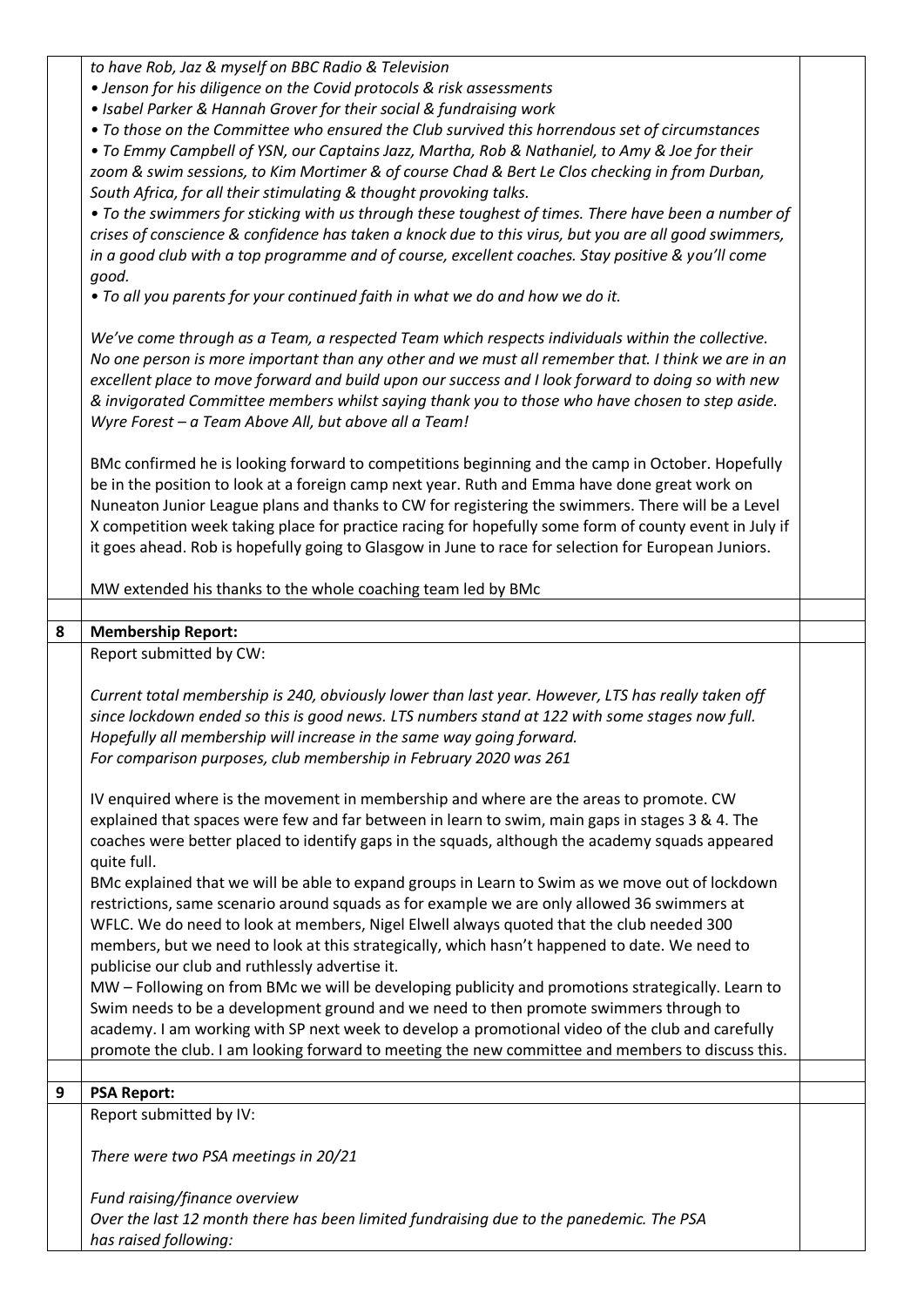*to have Rob, Jaz & myself on BBC Radio & Television*

- *Jenson for his diligence on the Covid protocols & risk assessments*
- *Isabel Parker & Hannah Grover for their social & fundraising work*
- *To those on the Committee who ensured the Club survived this horrendous set of circumstances*
- *To Emmy Campbell of YSN, our Captains Jazz, Martha, Rob & Nathaniel, to Amy & Joe for their zoom & swim sessions, to Kim Mortimer & of course Chad & Bert Le Clos checking in from Durban, South Africa, for all their stimulating & thought provoking talks.*
- *To the swimmers for sticking with us through these toughest of times. There have been a number of crises of conscience & confidence has taken a knock due to this virus, but you are all good swimmers, in a good club with a top programme and of course, excellent coaches. Stay positive & you'll come good.*
- *To all you parents for your continued faith in what we do and how we do it.*

*We've come through as a Team, a respected Team which respects individuals within the collective. No one person is more important than any other and we must all remember that. I think we are in an excellent place to move forward and build upon our success and I look forward to doing so with new & invigorated Committee members whilst saying thank you to those who have chosen to step aside. Wyre Forest – a Team Above All, but above all a Team!*

BMc confirmed he is looking forward to competitions beginning and the camp in October. Hopefully be in the position to look at a foreign camp next year. Ruth and Emma have done great work on Nuneaton Junior League plans and thanks to CW for registering the swimmers. There will be a Level X competition week taking place for practice racing for hopefully some form of county event in July if it goes ahead. Rob is hopefully going to Glasgow in June to race for selection for European Juniors.

MW extended his thanks to the whole coaching team led by BMc

## 8 Membership Report:

Report submitted by CW:

*Current total membership is 240, obviously lower than last year. However, LTS has really taken off since lockdown ended so this is good news. LTS numbers stand at 122 with some stages now full. Hopefully all membership will increase in the same way going forward.*
*For comparison purposes, club membership in February 2020 was 261*

IV enquired where is the movement in membership and where are the areas to promote. CW explained that spaces were few and far between in learn to swim, main gaps in stages 3 & 4. The coaches were better placed to identify gaps in the squads, although the academy squads appeared quite full.

BMc explained that we will be able to expand groups in Learn to Swim as we move out of lockdown restrictions, same scenario around squads as for example we are only allowed 36 swimmers at WFLC. We do need to look at members, Nigel Elwell always quoted that the club needed 300 members, but we need to look at this strategically, which hasn't happened to date. We need to publicise our club and ruthlessly advertise it.

MW – Following on from BMc we will be developing publicity and promotions strategically. Learn to Swim needs to be a development ground and we need to then promote swimmers through to academy. I am working with SP next week to develop a promotional video of the club and carefully promote the club. I am looking forward to meeting the new committee and members to discuss this.

## 9 PSA Report:

Report submitted by IV:

*There were two PSA meetings in 20/21*

*Fund raising/finance overview*
*Over the last 12 month there has been limited fundraising due to the panedemic. The PSA has raised following:*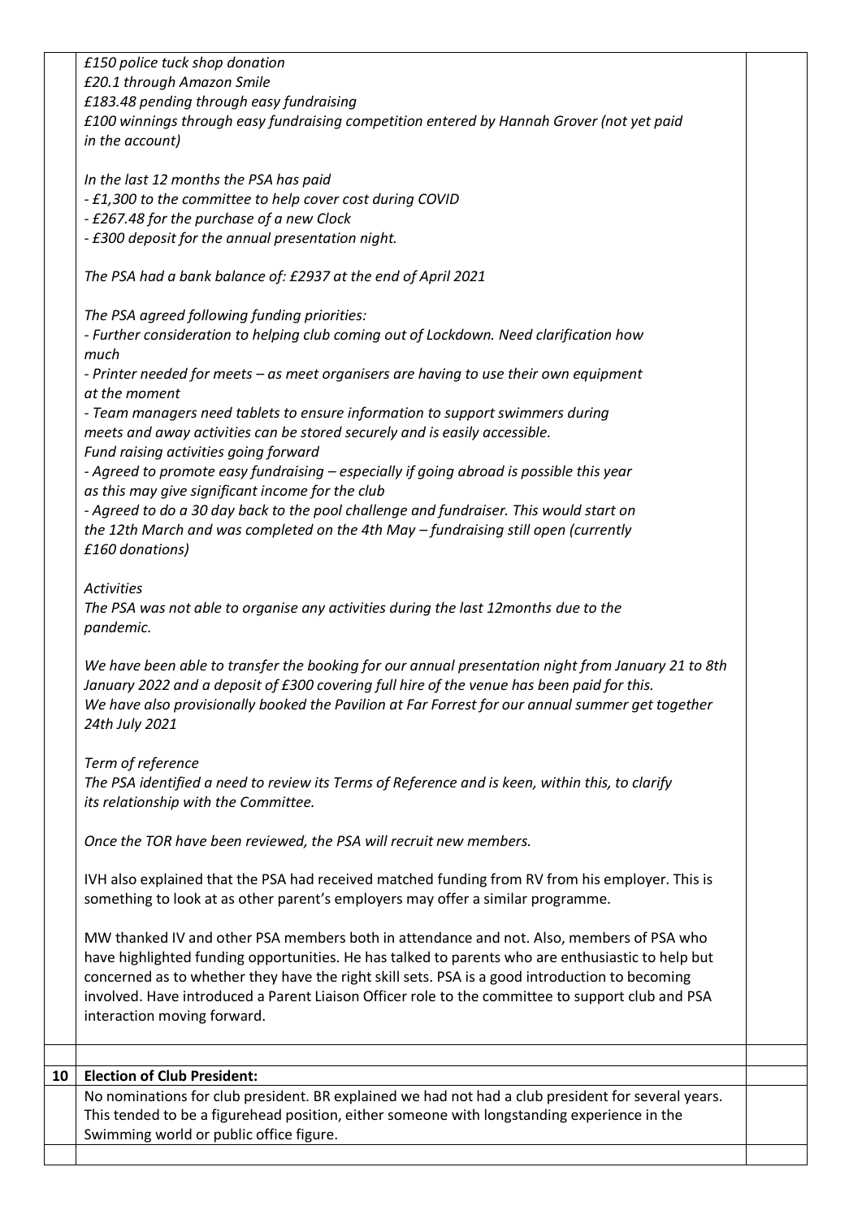*£150 police tuck shop donation*
*£20.1 through Amazon Smile*
*£183.48 pending through easy fundraising*
*£100 winnings through easy fundraising competition entered by Hannah Grover (not yet paid in the account)*

*In the last 12 months the PSA has paid*
*- £1,300 to the committee to help cover cost during COVID*
*- £267.48 for the purchase of a new Clock*
*- £300 deposit for the annual presentation night.*

*The PSA had a bank balance of: £2937 at the end of April 2021*

*The PSA agreed following funding priorities:*
*- Further consideration to helping club coming out of Lockdown. Need clarification how much*
*- Printer needed for meets – as meet organisers are having to use their own equipment at the moment*
*- Team managers need tablets to ensure information to support swimmers during meets and away activities can be stored securely and is easily accessible.*
*Fund raising activities going forward*
*- Agreed to promote easy fundraising – especially if going abroad is possible this year as this may give significant income for the club*
*- Agreed to do a 30 day back to the pool challenge and fundraiser. This would start on the 12th March and was completed on the 4th May – fundraising still open (currently £160 donations)*

*Activities*
*The PSA was not able to organise any activities during the last 12months due to the pandemic.*

*We have been able to transfer the booking for our annual presentation night from January 21 to 8th January 2022 and a deposit of £300 covering full hire of the venue has been paid for this.*
*We have also provisionally booked the Pavilion at Far Forrest for our annual summer get together 24th July 2021*

*Term of reference*
*The PSA identified a need to review its Terms of Reference and is keen, within this, to clarify its relationship with the Committee.*

*Once the TOR have been reviewed, the PSA will recruit new members.*

IVH also explained that the PSA had received matched funding from RV from his employer. This is something to look at as other parent's employers may offer a similar programme.

MW thanked IV and other PSA members both in attendance and not. Also, members of PSA who have highlighted funding opportunities. He has talked to parents who are enthusiastic to help but concerned as to whether they have the right skill sets. PSA is a good introduction to becoming involved. Have introduced a Parent Liaison Officer role to the committee to support club and PSA interaction moving forward.

## 10 Election of Club President:

No nominations for club president. BR explained we had not had a club president for several years. This tended to be a figurehead position, either someone with longstanding experience in the Swimming world or public office figure.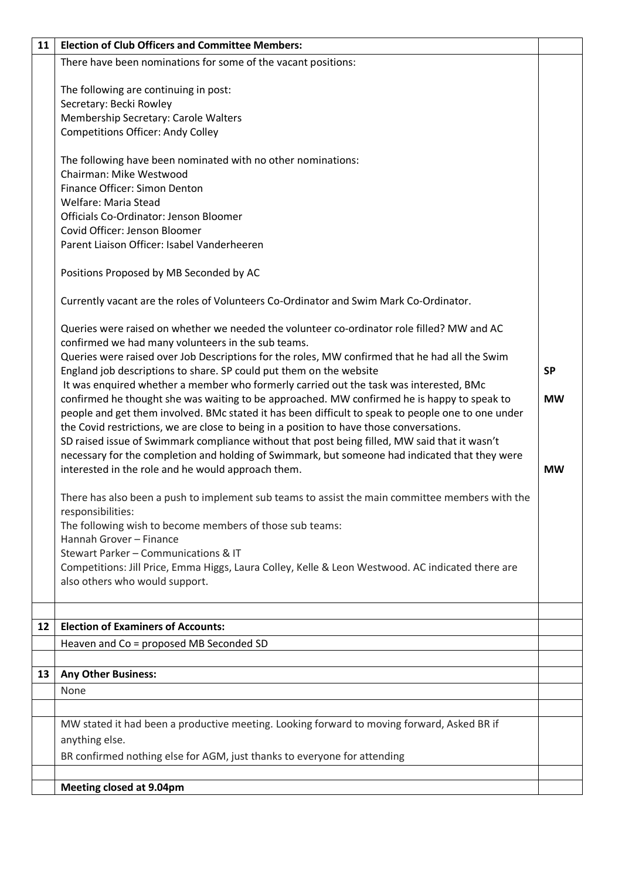| | | |
|---|---|---|
| **11** | **Election of Club Officers and Committee Members:** | |
| | There have been nominations for some of the vacant positions:<br><br>The following are continuing in post:<br>Secretary: Becki Rowley<br>Membership Secretary: Carole Walters<br>Competitions Officer: Andy Colley<br><br>The following have been nominated with no other nominations:<br>Chairman: Mike Westwood<br>Finance Officer: Simon Denton<br>Welfare: Maria Stead<br>Officials Co-Ordinator: Jenson Bloomer<br>Covid Officer: Jenson Bloomer<br>Parent Liaison Officer: Isabel Vanderheeren<br><br>Positions Proposed by MB Seconded by AC<br><br>Currently vacant are the roles of Volunteers Co-Ordinator and Swim Mark Co-Ordinator.<br><br>Queries were raised on whether we needed the volunteer co-ordinator role filled? MW and AC confirmed we had many volunteers in the sub teams.<br>Queries were raised over Job Descriptions for the roles, MW confirmed that he had all the Swim England job descriptions to share. SP could put them on the website<br>It was enquired whether a member who formerly carried out the task was interested, BMc confirmed he thought she was waiting to be approached. MW confirmed he is happy to speak to people and get them involved. BMc stated it has been difficult to speak to people one to one under the Covid restrictions, we are close to being in a position to have those conversations.<br>SD raised issue of Swimmark compliance without that post being filled, MW said that it wasn't necessary for the completion and holding of Swimmark, but someone had indicated that they were interested in the role and he would approach them.<br><br>There has also been a push to implement sub teams to assist the main committee members with the responsibilities:<br>The following wish to become members of those sub teams:<br>Hannah Grover – Finance<br>Stewart Parker – Communications & IT<br>Competitions: Jill Price, Emma Higgs, Laura Colley, Kelle & Leon Westwood. AC indicated there are also others who would support. | **SP**<br><br>**MW**<br><br>**MW** |
| | | |
| **12** | **Election of Examiners of Accounts:** | |
| | Heaven and Co = proposed MB Seconded SD | |
| | | |
| **13** | **Any Other Business:** | |
| | None | |
| | | |
| | MW stated it had been a productive meeting. Looking forward to moving forward, Asked BR if anything else.<br>BR confirmed nothing else for AGM, just thanks to everyone for attending | |
| | | |
| | **Meeting closed at 9.04pm** | |